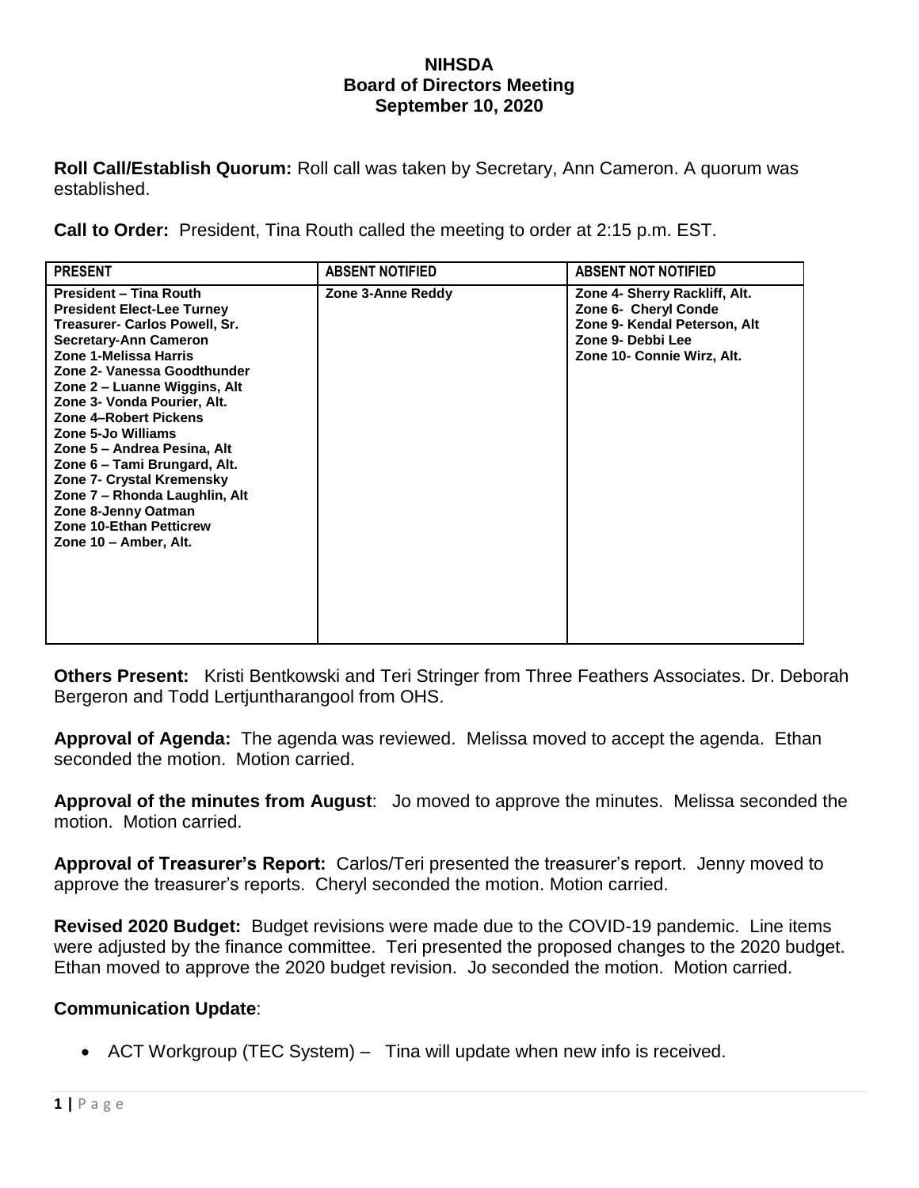**NIHSDA**
**Board of Directors Meeting**
**September 10, 2020**

**Roll Call/Establish Quorum:** Roll call was taken by Secretary, Ann Cameron. A quorum was established.

**Call to Order:** President, Tina Routh called the meeting to order at 2:15 p.m. EST.

| PRESENT | ABSENT NOTIFIED | ABSENT NOT NOTIFIED |
|---|---|---|
| President – Tina Routh<br>President Elect-Lee Turney<br>Treasurer- Carlos Powell, Sr.<br>Secretary-Ann Cameron<br>Zone 1-Melissa Harris<br>Zone 2- Vanessa Goodthunder<br>Zone 2 – Luanne Wiggins, Alt<br>Zone 3- Vonda Pourier, Alt.<br>Zone 4–Robert Pickens<br>Zone 5-Jo Williams<br>Zone 5 – Andrea Pesina, Alt<br>Zone 6 – Tami Brungard, Alt.<br>Zone 7- Crystal Kremensky<br>Zone 7 – Rhonda Laughlin, Alt<br>Zone 8-Jenny Oatman<br>Zone 10-Ethan Petticrew<br>Zone 10 – Amber, Alt. | Zone 3-Anne Reddy | Zone 4- Sherry Rackliff, Alt.<br>Zone 6- Cheryl Conde<br>Zone 9- Kendal Peterson, Alt<br>Zone 9- Debbi Lee<br>Zone 10- Connie Wirz, Alt. |

**Others Present:** Kristi Bentkowski and Teri Stringer from Three Feathers Associates. Dr. Deborah Bergeron and Todd Lertjuntharangool from OHS.

**Approval of Agenda:** The agenda was reviewed. Melissa moved to accept the agenda. Ethan seconded the motion. Motion carried.

**Approval of the minutes from August**: Jo moved to approve the minutes. Melissa seconded the motion. Motion carried.

**Approval of Treasurer's Report:** Carlos/Teri presented the treasurer's report. Jenny moved to approve the treasurer's reports. Cheryl seconded the motion. Motion carried.

**Revised 2020 Budget:** Budget revisions were made due to the COVID-19 pandemic. Line items were adjusted by the finance committee. Teri presented the proposed changes to the 2020 budget. Ethan moved to approve the 2020 budget revision. Jo seconded the motion. Motion carried.

## Communication Update:

- ACT Workgroup (TEC System) – Tina will update when new info is received.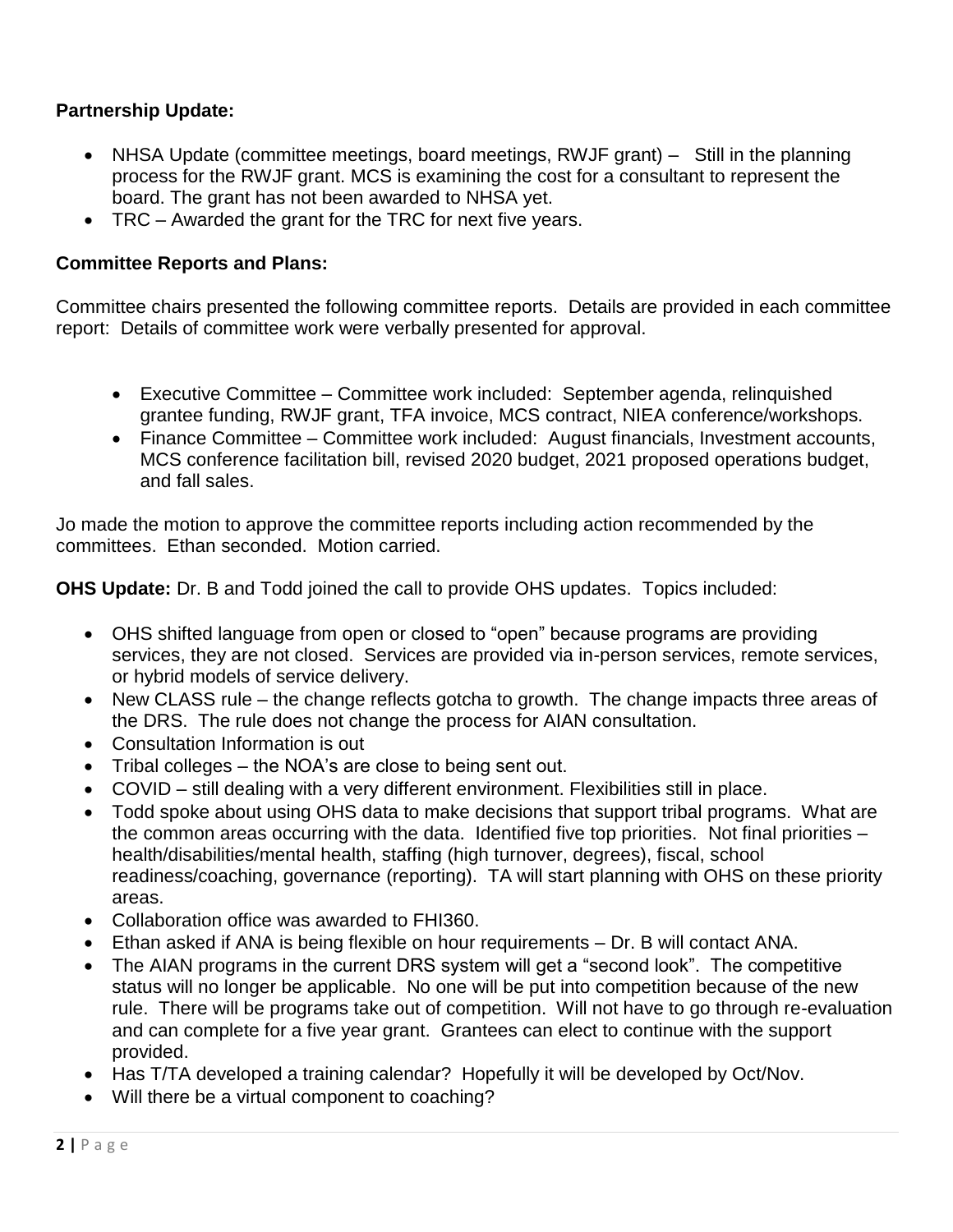**Partnership Update:**

- NHSA Update (committee meetings, board meetings, RWJF grant) – Still in the planning process for the RWJF grant. MCS is examining the cost for a consultant to represent the board. The grant has not been awarded to NHSA yet.
- TRC – Awarded the grant for the TRC for next five years.

**Committee Reports and Plans:**

Committee chairs presented the following committee reports. Details are provided in each committee report: Details of committee work were verbally presented for approval.

- Executive Committee – Committee work included: September agenda, relinquished grantee funding, RWJF grant, TFA invoice, MCS contract, NIEA conference/workshops.
- Finance Committee – Committee work included: August financials, Investment accounts, MCS conference facilitation bill, revised 2020 budget, 2021 proposed operations budget, and fall sales.

Jo made the motion to approve the committee reports including action recommended by the committees. Ethan seconded. Motion carried.

**OHS Update:** Dr. B and Todd joined the call to provide OHS updates. Topics included:

- OHS shifted language from open or closed to "open" because programs are providing services, they are not closed. Services are provided via in-person services, remote services, or hybrid models of service delivery.
- New CLASS rule – the change reflects gotcha to growth. The change impacts three areas of the DRS. The rule does not change the process for AIAN consultation.
- Consultation Information is out
- Tribal colleges – the NOA's are close to being sent out.
- COVID – still dealing with a very different environment. Flexibilities still in place.
- Todd spoke about using OHS data to make decisions that support tribal programs. What are the common areas occurring with the data. Identified five top priorities. Not final priorities – health/disabilities/mental health, staffing (high turnover, degrees), fiscal, school readiness/coaching, governance (reporting). TA will start planning with OHS on these priority areas.
- Collaboration office was awarded to FHI360.
- Ethan asked if ANA is being flexible on hour requirements – Dr. B will contact ANA.
- The AIAN programs in the current DRS system will get a "second look". The competitive status will no longer be applicable. No one will be put into competition because of the new rule. There will be programs take out of competition. Will not have to go through re-evaluation and can complete for a five year grant. Grantees can elect to continue with the support provided.
- Has T/TA developed a training calendar? Hopefully it will be developed by Oct/Nov.
- Will there be a virtual component to coaching?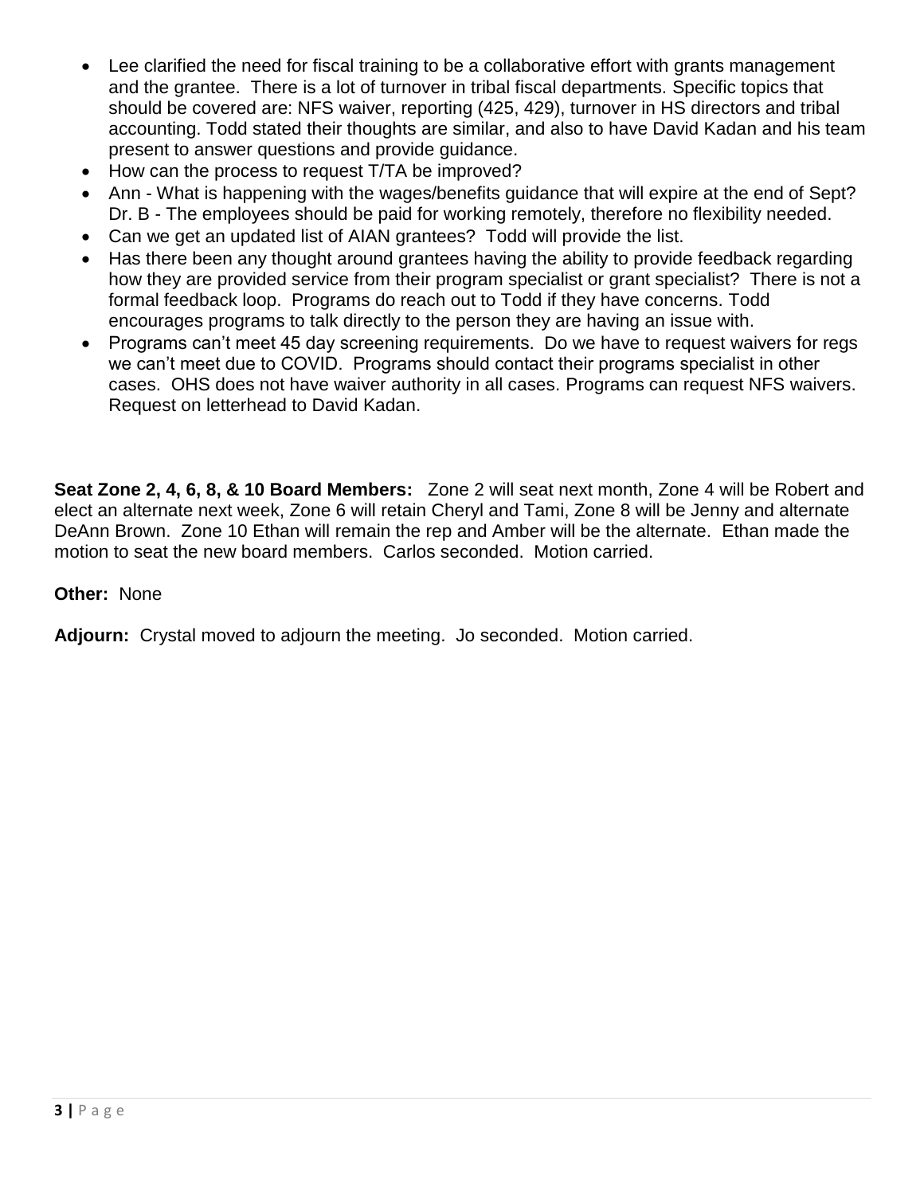- Lee clarified the need for fiscal training to be a collaborative effort with grants management and the grantee. There is a lot of turnover in tribal fiscal departments. Specific topics that should be covered are: NFS waiver, reporting (425, 429), turnover in HS directors and tribal accounting. Todd stated their thoughts are similar, and also to have David Kadan and his team present to answer questions and provide guidance.
- How can the process to request T/TA be improved?
- Ann - What is happening with the wages/benefits guidance that will expire at the end of Sept? Dr. B - The employees should be paid for working remotely, therefore no flexibility needed.
- Can we get an updated list of AIAN grantees? Todd will provide the list.
- Has there been any thought around grantees having the ability to provide feedback regarding how they are provided service from their program specialist or grant specialist? There is not a formal feedback loop. Programs do reach out to Todd if they have concerns. Todd encourages programs to talk directly to the person they are having an issue with.
- Programs can't meet 45 day screening requirements. Do we have to request waivers for regs we can't meet due to COVID. Programs should contact their programs specialist in other cases. OHS does not have waiver authority in all cases. Programs can request NFS waivers. Request on letterhead to David Kadan.

**Seat Zone 2, 4, 6, 8, & 10 Board Members:** Zone 2 will seat next month, Zone 4 will be Robert and elect an alternate next week, Zone 6 will retain Cheryl and Tami, Zone 8 will be Jenny and alternate DeAnn Brown. Zone 10 Ethan will remain the rep and Amber will be the alternate. Ethan made the motion to seat the new board members. Carlos seconded. Motion carried.

**Other:** None

**Adjourn:** Crystal moved to adjourn the meeting. Jo seconded. Motion carried.